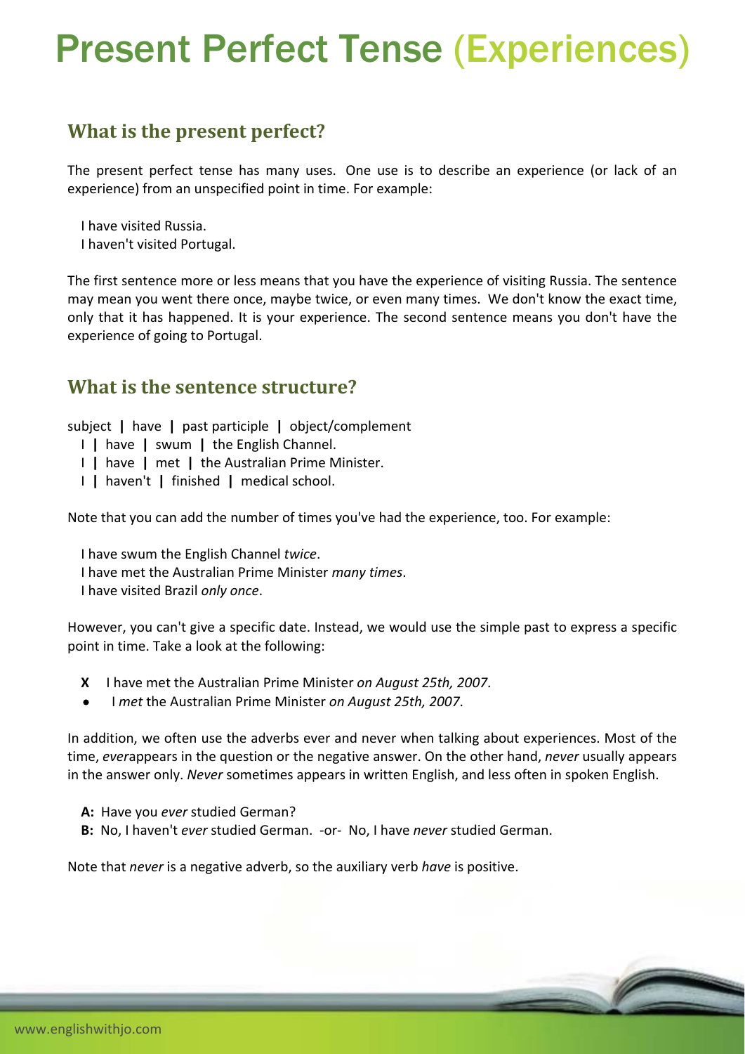# Present Perfect Tense (Experiences)

## What is the present perfect?

The present perfect tense has many uses. One use is to describe an experience (or lack of an experience) from an unspecified point in time. For example:

I have visited Russia.
I haven't visited Portugal.

The first sentence more or less means that you have the experience of visiting Russia. The sentence may mean you went there once, maybe twice, or even many times. We don't know the exact time, only that it has happened. It is your experience. The second sentence means you don't have the experience of going to Portugal.

## What is the sentence structure?

subject **|** have **|** past participle **|** object/complement
I **|** have **|** swum **|** the English Channel.
I **|** have **|** met **|** the Australian Prime Minister.
I **|** haven't **|** finished **|** medical school.

Note that you can add the number of times you've had the experience, too. For example:

I have swum the English Channel *twice*.
I have met the Australian Prime Minister *many times*.
I have visited Brazil *only once*.

However, you can't give a specific date. Instead, we would use the simple past to express a specific point in time. Take a look at the following:

- **X** I have met the Australian Prime Minister *on August 25th, 2007*.
- I *met* the Australian Prime Minister *on August 25th, 2007*.

In addition, we often use the adverbs ever and never when talking about experiences. Most of the time, *ever*appears in the question or the negative answer. On the other hand, *never* usually appears in the answer only. *Never* sometimes appears in written English, and less often in spoken English.

**A:** Have you *ever* studied German?
**B:** No, I haven't *ever* studied German. -or- No, I have *never* studied German.

Note that *never* is a negative adverb, so the auxiliary verb *have* is positive.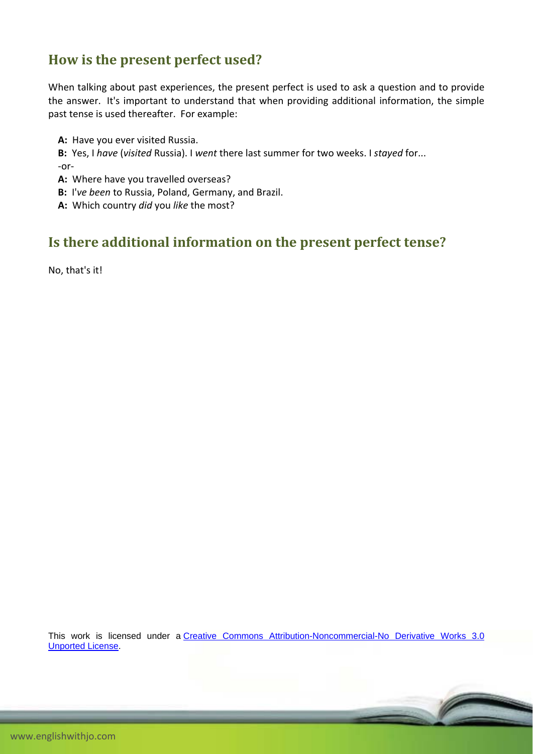## How is the present perfect used?

When talking about past experiences, the present perfect is used to ask a question and to provide the answer. It's important to understand that when providing additional information, the simple past tense is used thereafter. For example:

**A:** Have you ever visited Russia.
**B:** Yes, I *have* (*visited* Russia). I *went* there last summer for two weeks. I *stayed* for...
-or-
**A:** Where have you travelled overseas?
**B:** I'*ve been* to Russia, Poland, Germany, and Brazil.
**A:** Which country *did* you *like* the most?

## Is there additional information on the present perfect tense?

No, that's it!

This work is licensed under a [Creative Commons Attribution-Noncommercial-No Derivative Works 3.0 Unported License](https://creativecommons.org/licenses/by-nc-nd/3.0/).